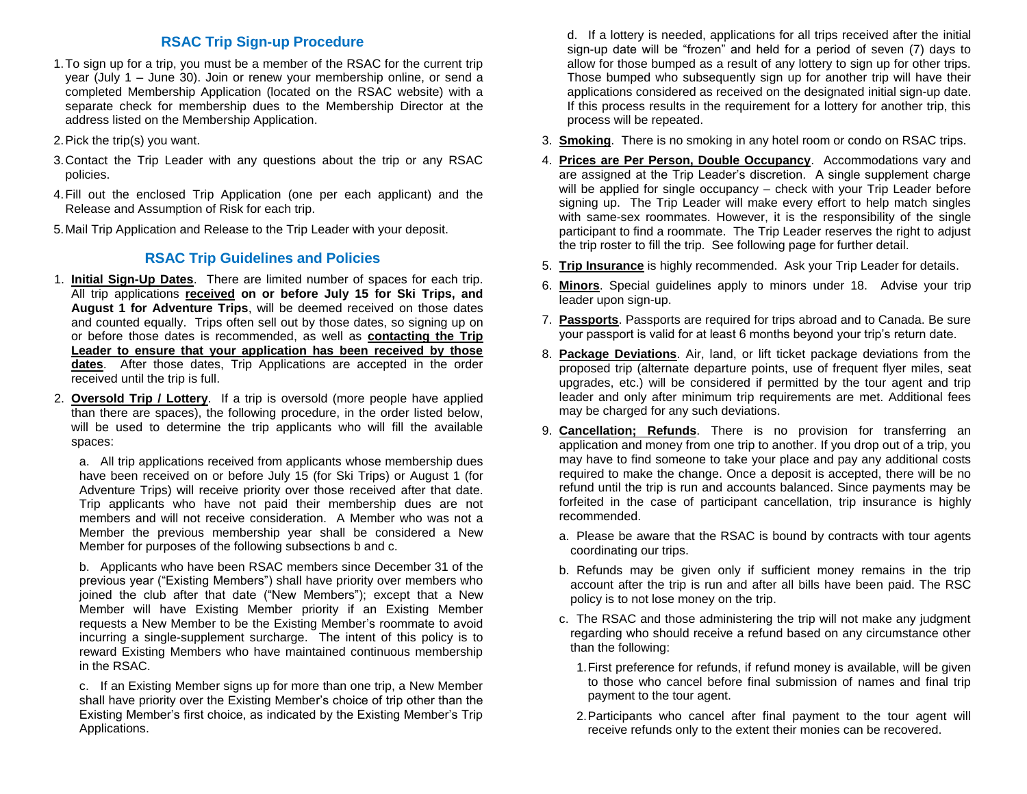## RSAC Trip Sign-up Procedure

1. To sign up for a trip, you must be a member of the RSAC for the current trip year (July 1 – June 30). Join or renew your membership online, or send a completed Membership Application (located on the RSAC website) with a separate check for membership dues to the Membership Director at the address listed on the Membership Application.
2. Pick the trip(s) you want.
3. Contact the Trip Leader with any questions about the trip or any RSAC policies.
4. Fill out the enclosed Trip Application (one per each applicant) and the Release and Assumption of Risk for each trip.
5. Mail Trip Application and Release to the Trip Leader with your deposit.

## RSAC Trip Guidelines and Policies

1. **Initial Sign-Up Dates**. There are limited number of spaces for each trip. All trip applications **received on or before July 15 for Ski Trips, and August 1 for Adventure Trips**, will be deemed received on those dates and counted equally. Trips often sell out by those dates, so signing up on or before those dates is recommended, as well as **contacting the Trip Leader to ensure that your application has been received by those dates**. After those dates, Trip Applications are accepted in the order received until the trip is full.
2. **Oversold Trip / Lottery**. If a trip is oversold (more people have applied than there are spaces), the following procedure, in the order listed below, will be used to determine the trip applicants who will fill the available spaces:

   a. All trip applications received from applicants whose membership dues have been received on or before July 15 (for Ski Trips) or August 1 (for Adventure Trips) will receive priority over those received after that date. Trip applicants who have not paid their membership dues are not members and will not receive consideration. A Member who was not a Member the previous membership year shall be considered a New Member for purposes of the following subsections b and c.

   b. Applicants who have been RSAC members since December 31 of the previous year ("Existing Members") shall have priority over members who joined the club after that date ("New Members"); except that a New Member will have Existing Member priority if an Existing Member requests a New Member to be the Existing Member's roommate to avoid incurring a single-supplement surcharge. The intent of this policy is to reward Existing Members who have maintained continuous membership in the RSAC.

   c. If an Existing Member signs up for more than one trip, a New Member shall have priority over the Existing Member's choice of trip other than the Existing Member's first choice, as indicated by the Existing Member's Trip Applications.

   d. If a lottery is needed, applications for all trips received after the initial sign-up date will be "frozen" and held for a period of seven (7) days to allow for those bumped as a result of any lottery to sign up for other trips. Those bumped who subsequently sign up for another trip will have their applications considered as received on the designated initial sign-up date. If this process results in the requirement for a lottery for another trip, this process will be repeated.
3. **Smoking**. There is no smoking in any hotel room or condo on RSAC trips.
4. **Prices are Per Person, Double Occupancy**. Accommodations vary and are assigned at the Trip Leader's discretion. A single supplement charge will be applied for single occupancy – check with your Trip Leader before signing up. The Trip Leader will make every effort to help match singles with same-sex roommates. However, it is the responsibility of the single participant to find a roommate. The Trip Leader reserves the right to adjust the trip roster to fill the trip. See following page for further detail.
5. **Trip Insurance** is highly recommended. Ask your Trip Leader for details.
6. **Minors**. Special guidelines apply to minors under 18. Advise your trip leader upon sign-up.
7. **Passports**. Passports are required for trips abroad and to Canada. Be sure your passport is valid for at least 6 months beyond your trip's return date.
8. **Package Deviations**. Air, land, or lift ticket package deviations from the proposed trip (alternate departure points, use of frequent flyer miles, seat upgrades, etc.) will be considered if permitted by the tour agent and trip leader and only after minimum trip requirements are met. Additional fees may be charged for any such deviations.
9. **Cancellation; Refunds**. There is no provision for transferring an application and money from one trip to another. If you drop out of a trip, you may have to find someone to take your place and pay any additional costs required to make the change. Once a deposit is accepted, there will be no refund until the trip is run and accounts balanced. Since payments may be forfeited in the case of participant cancellation, trip insurance is highly recommended.

   a. Please be aware that the RSAC is bound by contracts with tour agents coordinating our trips.

   b. Refunds may be given only if sufficient money remains in the trip account after the trip is run and after all bills have been paid. The RSC policy is to not lose money on the trip.

   c. The RSAC and those administering the trip will not make any judgment regarding who should receive a refund based on any circumstance other than the following:

      1. First preference for refunds, if refund money is available, will be given to those who cancel before final submission of names and final trip payment to the tour agent.
      2. Participants who cancel after final payment to the tour agent will receive refunds only to the extent their monies can be recovered.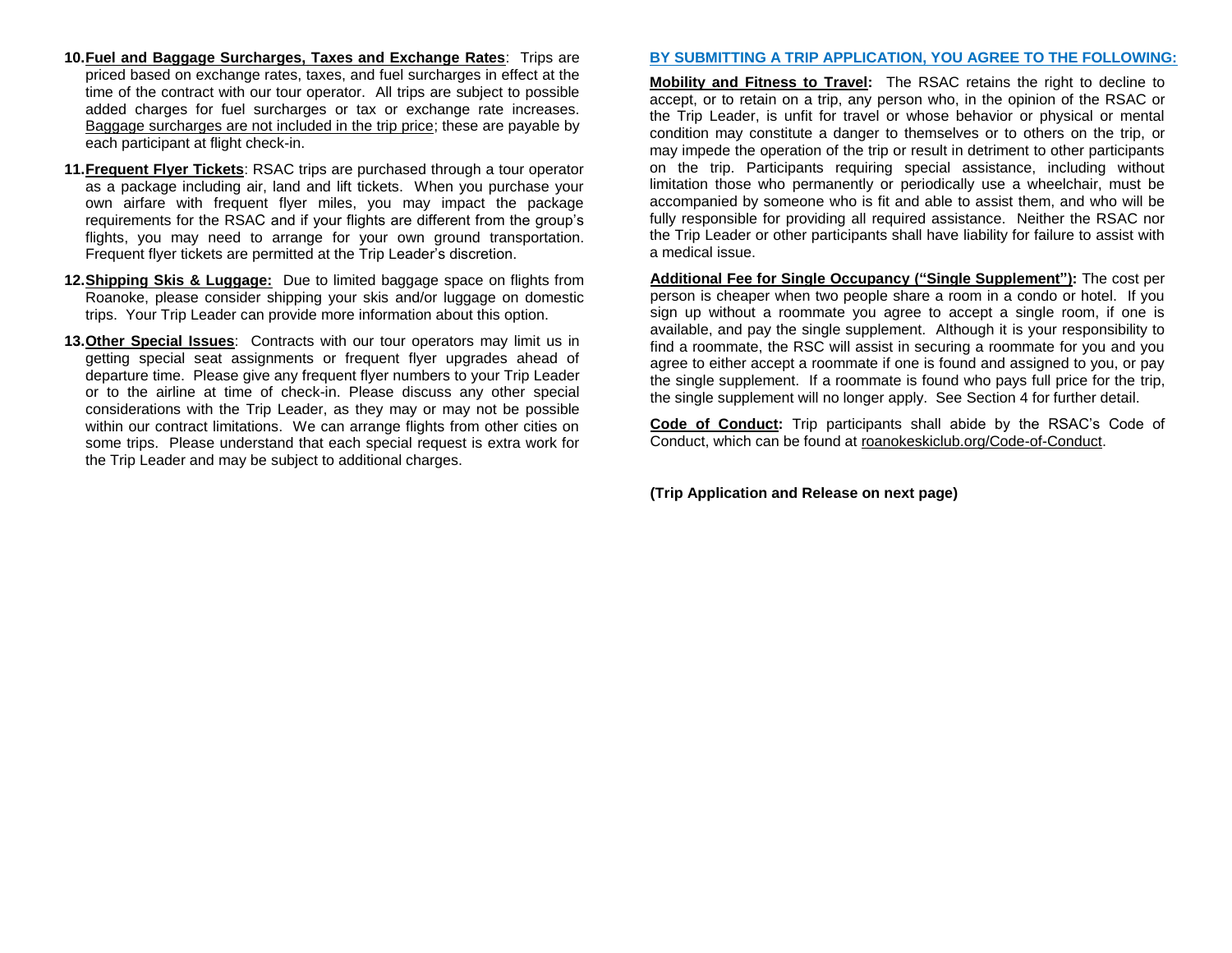10. **Fuel and Baggage Surcharges, Taxes and Exchange Rates**: Trips are priced based on exchange rates, taxes, and fuel surcharges in effect at the time of the contract with our tour operator. All trips are subject to possible added charges for fuel surcharges or tax or exchange rate increases. Baggage surcharges are not included in the trip price; these are payable by each participant at flight check-in.

11. **Frequent Flyer Tickets**: RSAC trips are purchased through a tour operator as a package including air, land and lift tickets. When you purchase your own airfare with frequent flyer miles, you may impact the package requirements for the RSAC and if your flights are different from the group's flights, you may need to arrange for your own ground transportation. Frequent flyer tickets are permitted at the Trip Leader's discretion.

12. **Shipping Skis & Luggage:** Due to limited baggage space on flights from Roanoke, please consider shipping your skis and/or luggage on domestic trips. Your Trip Leader can provide more information about this option.

13. **Other Special Issues**: Contracts with our tour operators may limit us in getting special seat assignments or frequent flyer upgrades ahead of departure time. Please give any frequent flyer numbers to your Trip Leader or to the airline at time of check-in. Please discuss any other special considerations with the Trip Leader, as they may or may not be possible within our contract limitations. We can arrange flights from other cities on some trips. Please understand that each special request is extra work for the Trip Leader and may be subject to additional charges.

## BY SUBMITTING A TRIP APPLICATION, YOU AGREE TO THE FOLLOWING:

**Mobility and Fitness to Travel:** The RSAC retains the right to decline to accept, or to retain on a trip, any person who, in the opinion of the RSAC or the Trip Leader, is unfit for travel or whose behavior or physical or mental condition may constitute a danger to themselves or to others on the trip, or may impede the operation of the trip or result in detriment to other participants on the trip. Participants requiring special assistance, including without limitation those who permanently or periodically use a wheelchair, must be accompanied by someone who is fit and able to assist them, and who will be fully responsible for providing all required assistance. Neither the RSAC nor the Trip Leader or other participants shall have liability for failure to assist with a medical issue.

**Additional Fee for Single Occupancy ("Single Supplement"):** The cost per person is cheaper when two people share a room in a condo or hotel. If you sign up without a roommate you agree to accept a single room, if one is available, and pay the single supplement. Although it is your responsibility to find a roommate, the RSC will assist in securing a roommate for you and you agree to either accept a roommate if one is found and assigned to you, or pay the single supplement. If a roommate is found who pays full price for the trip, the single supplement will no longer apply. See Section 4 for further detail.

**Code of Conduct:** Trip participants shall abide by the RSAC's Code of Conduct, which can be found at roanokeskiclub.org/Code-of-Conduct.

**(Trip Application and Release on next page)**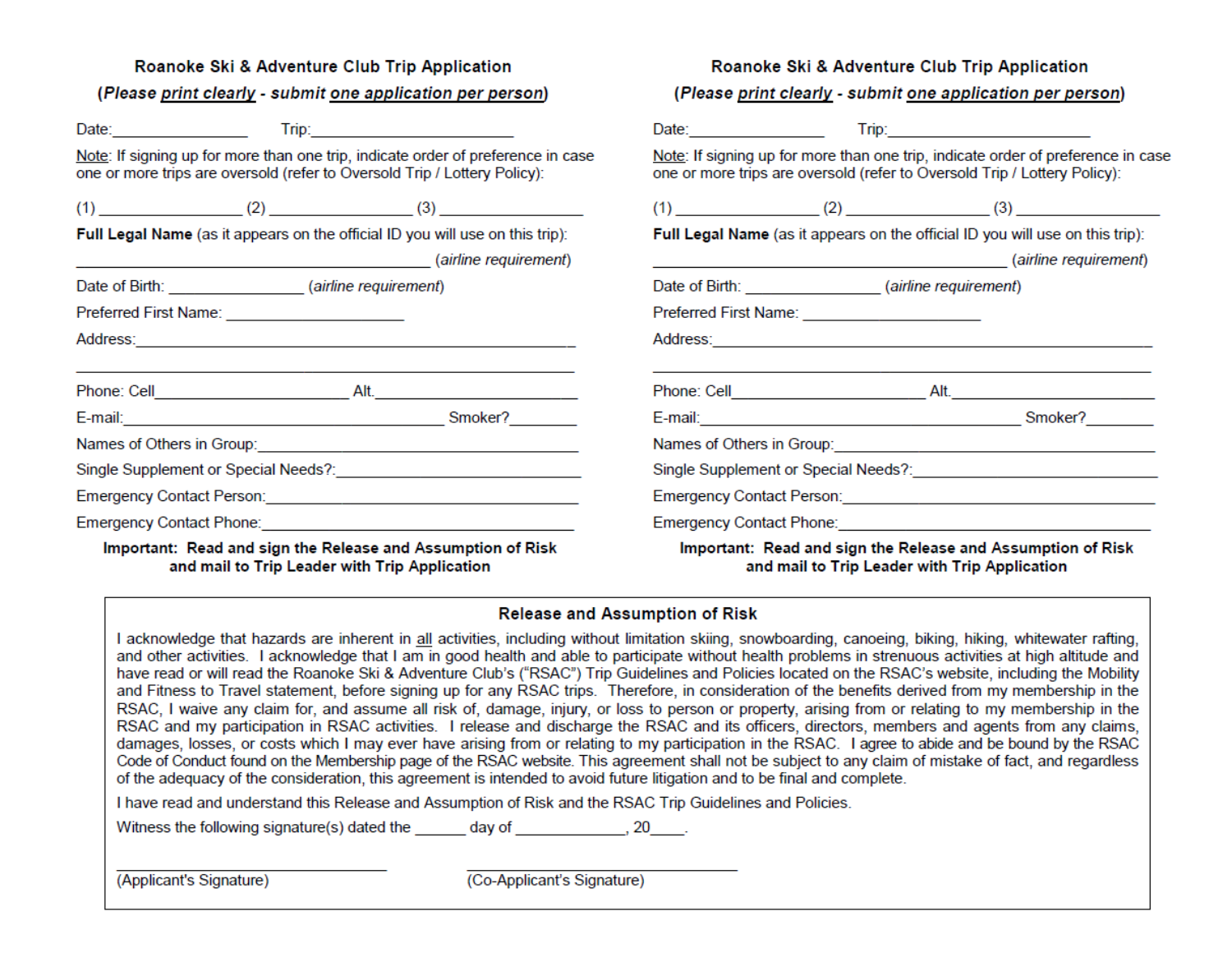### Roanoke Ski & Adventure Club Trip Application

***(Please print clearly - submit one application per person)***

Date:________________ Trip:________________________

Note: If signing up for more than one trip, indicate order of preference in case one or more trips are oversold (refer to Oversold Trip / Lottery Policy):

(1) ________________ (2) ________________ (3) ________________

**Full Legal Name** (as it appears on the official ID you will use on this trip):

________________________________________ *(airline requirement)*

Date of Birth: ______________ *(airline requirement)*

Preferred First Name: ____________________

Address:________________________________________________

________________________________________________________

Phone: Cell______________________ Alt.______________________

E-mail:____________________________________ Smoker?________

Names of Others in Group:_____________________________________

Single Supplement or Special Needs?:___________________________

Emergency Contact Person:____________________________________

Emergency Contact Phone:____________________________________

**Important: Read and sign the Release and Assumption of Risk and mail to Trip Leader with Trip Application**

### Roanoke Ski & Adventure Club Trip Application

***(Please print clearly - submit one application per person)***

Date:________________ Trip:________________________

Note: If signing up for more than one trip, indicate order of preference in case one or more trips are oversold (refer to Oversold Trip / Lottery Policy):

(1) ________________ (2) ________________ (3) ________________

**Full Legal Name** (as it appears on the official ID you will use on this trip):

________________________________________ *(airline requirement)*

Date of Birth: ______________ *(airline requirement)*

Preferred First Name: ____________________

Address:________________________________________________

________________________________________________________

Phone: Cell______________________ Alt.______________________

E-mail:____________________________________ Smoker?________

Names of Others in Group:_____________________________________

Single Supplement or Special Needs?:___________________________

Emergency Contact Person:____________________________________

Emergency Contact Phone:____________________________________

**Important: Read and sign the Release and Assumption of Risk and mail to Trip Leader with Trip Application**

### Release and Assumption of Risk

I acknowledge that hazards are inherent in all activities, including without limitation skiing, snowboarding, canoeing, biking, hiking, whitewater rafting, and other activities. I acknowledge that I am in good health and able to participate without health problems in strenuous activities at high altitude and have read or will read the Roanoke Ski & Adventure Club's ("RSAC") Trip Guidelines and Policies located on the RSAC's website, including the Mobility and Fitness to Travel statement, before signing up for any RSAC trips. Therefore, in consideration of the benefits derived from my membership in the RSAC, I waive any claim for, and assume all risk of, damage, injury, or loss to person or property, arising from or relating to my membership in the RSAC and my participation in RSAC activities. I release and discharge the RSAC and its officers, directors, members and agents from any claims, damages, losses, or costs which I may ever have arising from or relating to my participation in the RSAC. I agree to abide and be bound by the RSAC Code of Conduct found on the Membership page of the RSAC website. This agreement shall not be subject to any claim of mistake of fact, and regardless of the adequacy of the consideration, this agreement is intended to avoid future litigation and to be final and complete.

I have read and understand this Release and Assumption of Risk and the RSAC Trip Guidelines and Policies.

Witness the following signature(s) dated the ______ day of ____________, 20____.

______________________________ (Applicant's Signature)

______________________________ (Co-Applicant's Signature)